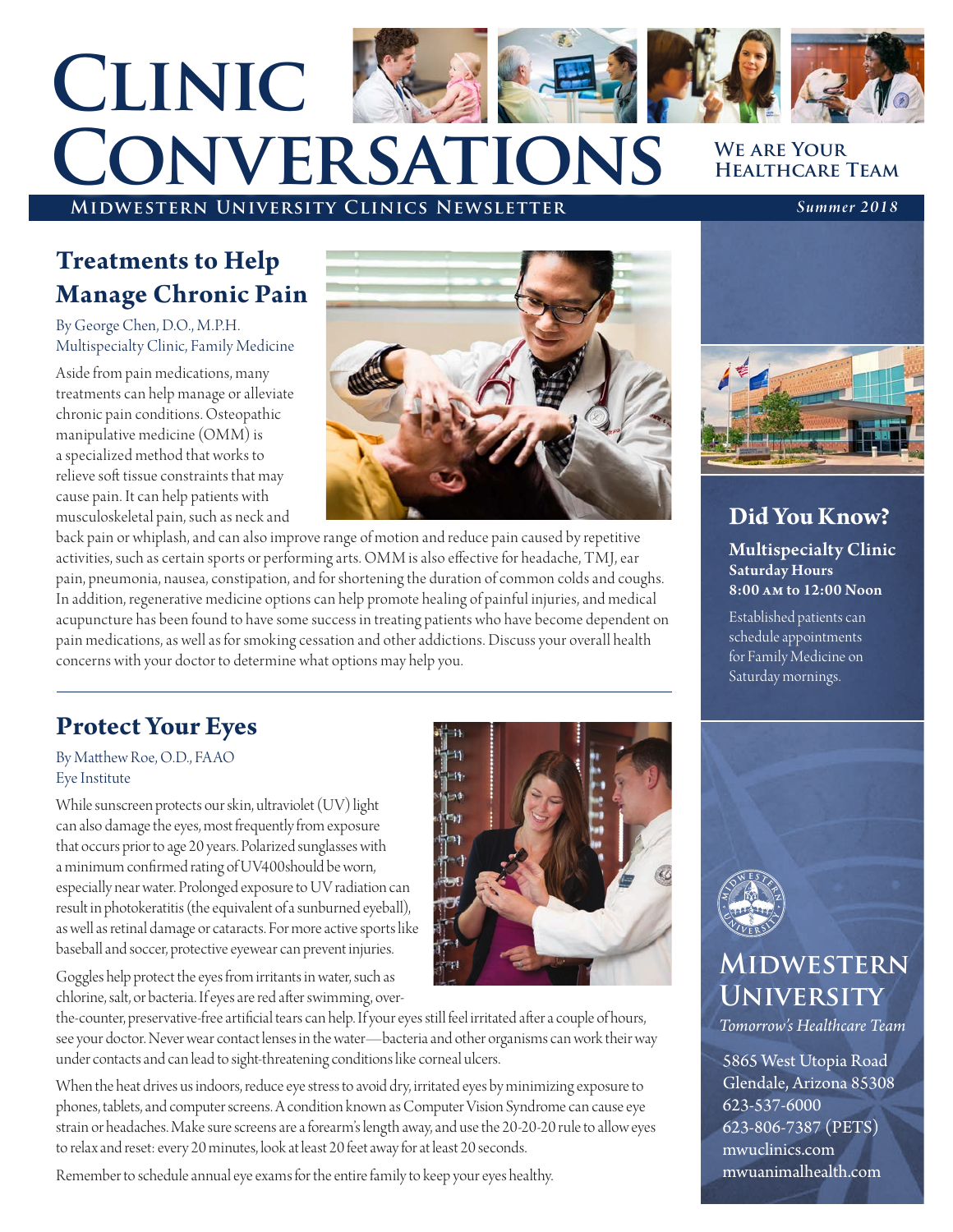# Clinic Conversations

**We Are Your Healthcare Team**

**Midwestern University Clinics Newsletter**

*Summer 2018*

## Treatments to Help Manage Chronic Pain

By George Chen, D.O., M.P.H.
Multispecialty Clinic, Family Medicine

Aside from pain medications, many treatments can help manage or alleviate chronic pain conditions. Osteopathic manipulative medicine (OMM) is a specialized method that works to relieve soft tissue constraints that may cause pain. It can help patients with musculoskeletal pain, such as neck and back pain or whiplash, and can also improve range of motion and reduce pain caused by repetitive activities, such as certain sports or performing arts. OMM is also effective for headache, TMJ, ear pain, pneumonia, nausea, constipation, and for shortening the duration of common colds and coughs. In addition, regenerative medicine options can help promote healing of painful injuries, and medical acupuncture has been found to have some success in treating patients who have become dependent on pain medications, as well as for smoking cessation and other addictions. Discuss your overall health concerns with your doctor to determine what options may help you.

## Protect Your Eyes

By Matthew Roe, O.D., FAAO
Eye Institute

While sunscreen protects our skin, ultraviolet (UV) light can also damage the eyes, most frequently from exposure that occurs prior to age 20 years. Polarized sunglasses with a minimum confirmed rating of UV400should be worn, especially near water. Prolonged exposure to UV radiation can result in photokeratitis (the equivalent of a sunburned eyeball), as well as retinal damage or cataracts. For more active sports like baseball and soccer, protective eyewear can prevent injuries.

Goggles help protect the eyes from irritants in water, such as chlorine, salt, or bacteria. If eyes are red after swimming, over-the-counter, preservative-free artificial tears can help. If your eyes still feel irritated after a couple of hours, see your doctor. Never wear contact lenses in the water—bacteria and other organisms can work their way under contacts and can lead to sight-threatening conditions like corneal ulcers.

When the heat drives us indoors, reduce eye stress to avoid dry, irritated eyes by minimizing exposure to phones, tablets, and computer screens. A condition known as Computer Vision Syndrome can cause eye strain or headaches. Make sure screens are a forearm's length away, and use the 20-20-20 rule to allow eyes to relax and reset: every 20 minutes, look at least 20 feet away for at least 20 seconds.

Remember to schedule annual eye exams for the entire family to keep your eyes healthy.

## Did You Know?

**Multispecialty Clinic**
**Saturday Hours**
**8:00 AM to 12:00 Noon**

Established patients can schedule appointments for Family Medicine on Saturday mornings.

**Midwestern University**
*Tomorrow's Healthcare Team*

5865 West Utopia Road
Glendale, Arizona 85308
623-537-6000
623-806-7387 (PETS)
mwuclinics.com
mwuanimalhealth.com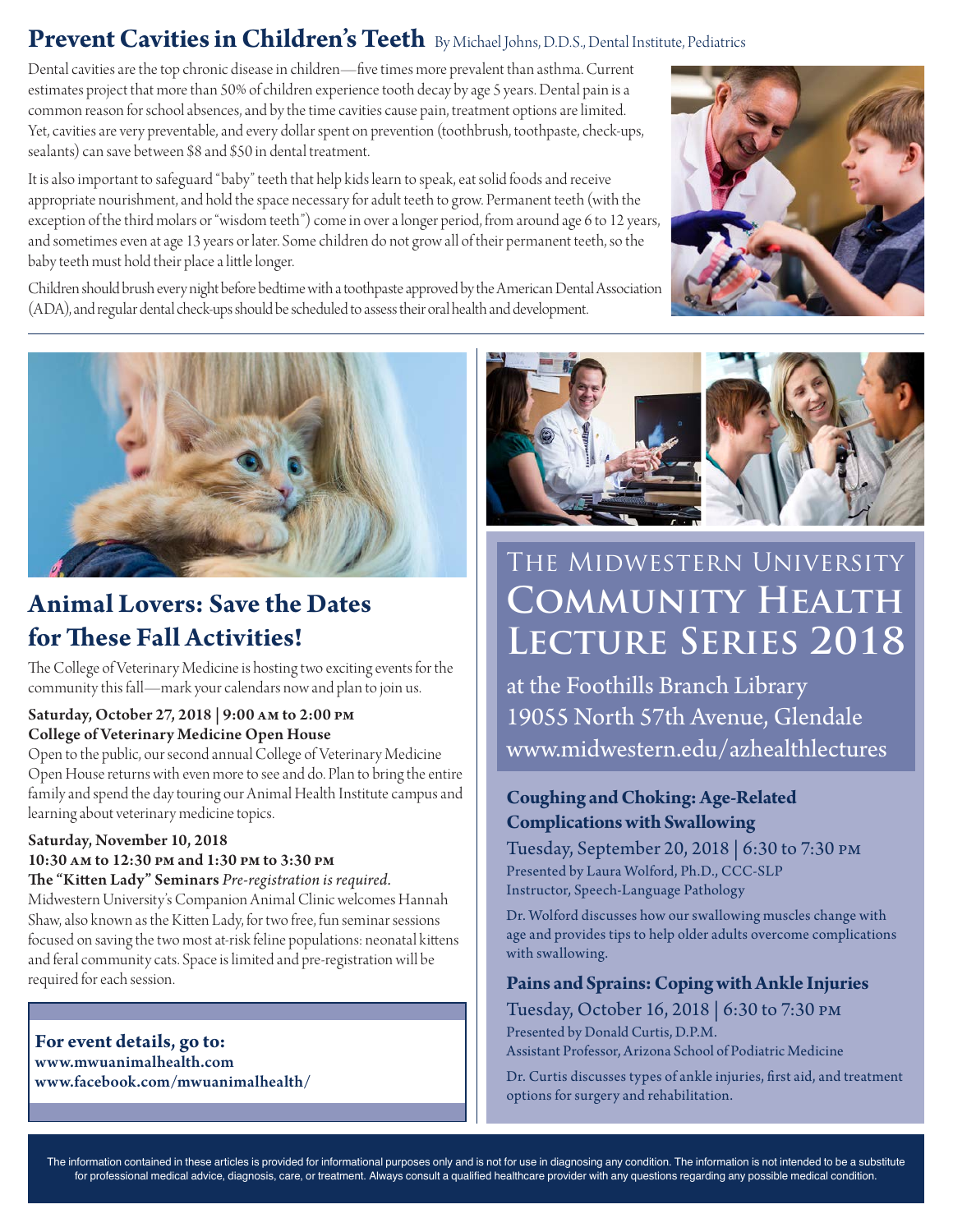# Prevent Cavities in Children's Teeth

By Michael Johns, D.D.S., Dental Institute, Pediatrics

Dental cavities are the top chronic disease in children—five times more prevalent than asthma. Current estimates project that more than 50% of children experience tooth decay by age 5 years. Dental pain is a common reason for school absences, and by the time cavities cause pain, treatment options are limited. Yet, cavities are very preventable, and every dollar spent on prevention (toothbrush, toothpaste, check-ups, sealants) can save between $8 and $50 in dental treatment.

It is also important to safeguard "baby" teeth that help kids learn to speak, eat solid foods and receive appropriate nourishment, and hold the space necessary for adult teeth to grow. Permanent teeth (with the exception of the third molars or "wisdom teeth") come in over a longer period, from around age 6 to 12 years, and sometimes even at age 13 years or later. Some children do not grow all of their permanent teeth, so the baby teeth must hold their place a little longer.

Children should brush every night before bedtime with a toothpaste approved by the American Dental Association (ADA), and regular dental check-ups should be scheduled to assess their oral health and development.

## Animal Lovers: Save the Dates for These Fall Activities!

The College of Veterinary Medicine is hosting two exciting events for the community this fall—mark your calendars now and plan to join us.

**Saturday, October 27, 2018 | 9:00 AM to 2:00 PM**
**College of Veterinary Medicine Open House**
Open to the public, our second annual College of Veterinary Medicine Open House returns with even more to see and do. Plan to bring the entire family and spend the day touring our Animal Health Institute campus and learning about veterinary medicine topics.

**Saturday, November 10, 2018**
**10:30 AM to 12:30 PM and 1:30 PM to 3:30 PM**
**The "Kitten Lady" Seminars** *Pre-registration is required.*
Midwestern University's Companion Animal Clinic welcomes Hannah Shaw, also known as the Kitten Lady, for two free, fun seminar sessions focused on saving the two most at-risk feline populations: neonatal kittens and feral community cats. Space is limited and pre-registration will be required for each session.

**For event details, go to:**
**www.mwuanimalhealth.com**
**www.facebook.com/mwuanimalhealth/**

## The Midwestern University Community Health Lecture Series 2018

at the Foothills Branch Library
19055 North 57th Avenue, Glendale
www.midwestern.edu/azhealthlectures

### Coughing and Choking: Age-Related Complications with Swallowing

Tuesday, September 20, 2018 | 6:30 to 7:30 PM
Presented by Laura Wolford, Ph.D., CCC-SLP
Instructor, Speech-Language Pathology

Dr. Wolford discusses how our swallowing muscles change with age and provides tips to help older adults overcome complications with swallowing.

### Pains and Sprains: Coping with Ankle Injuries

Tuesday, October 16, 2018 | 6:30 to 7:30 PM
Presented by Donald Curtis, D.P.M.
Assistant Professor, Arizona School of Podiatric Medicine

Dr. Curtis discusses types of ankle injuries, first aid, and treatment options for surgery and rehabilitation.

The information contained in these articles is provided for informational purposes only and is not for use in diagnosing any condition. The information is not intended to be a substitute for professional medical advice, diagnosis, care, or treatment. Always consult a qualified healthcare provider with any questions regarding any possible medical condition.